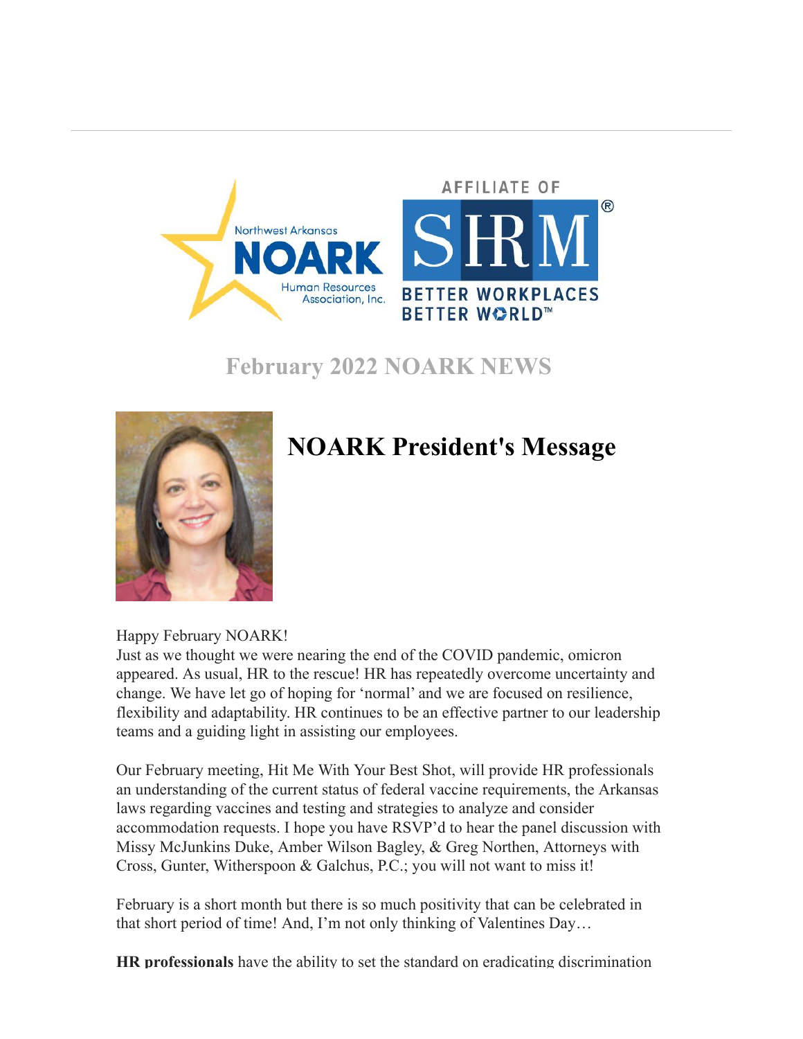# February 2022 NOARK NEWS

## NOARK President's Message

Happy February NOARK!
Just as we thought we were nearing the end of the COVID pandemic, omicron appeared. As usual, HR to the rescue! HR has repeatedly overcome uncertainty and change. We have let go of hoping for 'normal' and we are focused on resilience, flexibility and adaptability. HR continues to be an effective partner to our leadership teams and a guiding light in assisting our employees.

Our February meeting, Hit Me With Your Best Shot, will provide HR professionals an understanding of the current status of federal vaccine requirements, the Arkansas laws regarding vaccines and testing and strategies to analyze and consider accommodation requests. I hope you have RSVP'd to hear the panel discussion with Missy McJunkins Duke, Amber Wilson Bagley, & Greg Northen, Attorneys with Cross, Gunter, Witherspoon & Galchus, P.C.; you will not want to miss it!

February is a short month but there is so much positivity that can be celebrated in that short period of time! And, I'm not only thinking of Valentines Day…

**HR professionals** have the ability to set the standard on eradicating discrimination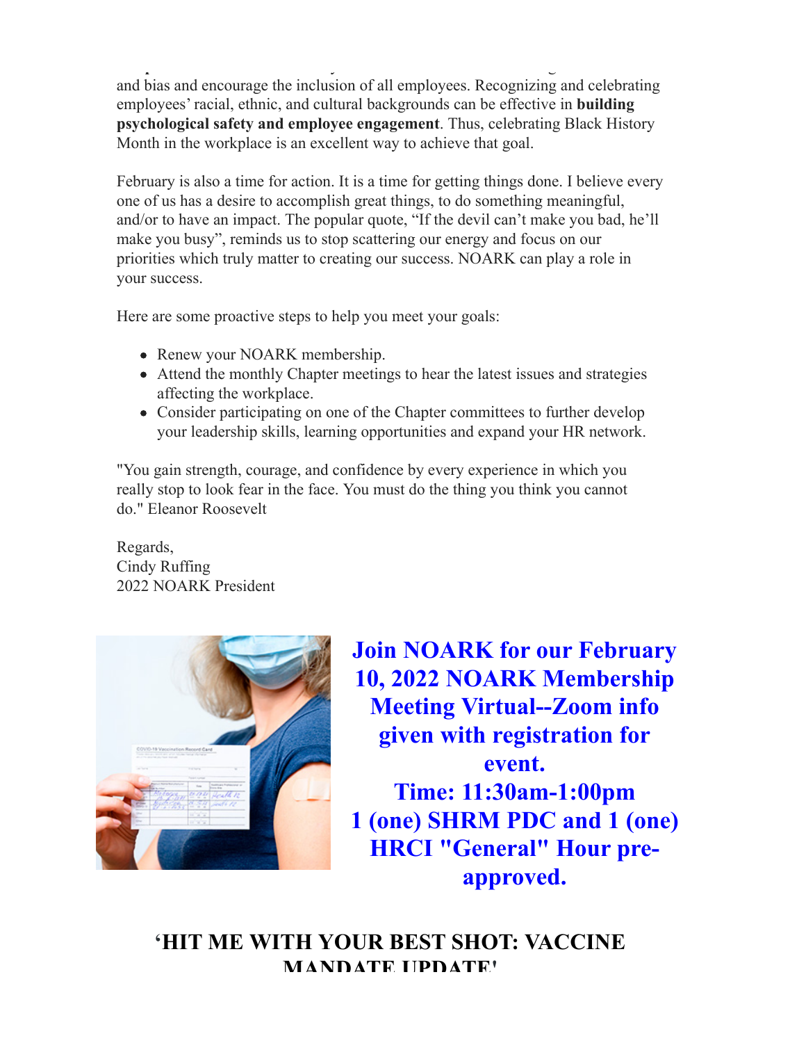and bias and encourage the inclusion of all employees. Recognizing and celebrating employees' racial, ethnic, and cultural backgrounds can be effective in **building psychological safety and employee engagement**. Thus, celebrating Black History Month in the workplace is an excellent way to achieve that goal.

February is also a time for action. It is a time for getting things done. I believe every one of us has a desire to accomplish great things, to do something meaningful, and/or to have an impact. The popular quote, "If the devil can't make you bad, he'll make you busy", reminds us to stop scattering our energy and focus on our priorities which truly matter to creating our success. NOARK can play a role in your success.

Here are some proactive steps to help you meet your goals:

- Renew your NOARK membership.
- Attend the monthly Chapter meetings to hear the latest issues and strategies affecting the workplace.
- Consider participating on one of the Chapter committees to further develop your leadership skills, learning opportunities and expand your HR network.

"You gain strength, courage, and confidence by every experience in which you really stop to look fear in the face. You must do the thing you think you cannot do." Eleanor Roosevelt

Regards,
Cindy Ruffing
2022 NOARK President

**Join NOARK for our February 10, 2022 NOARK Membership Meeting Virtual--Zoom info given with registration for event.**
**Time: 11:30am-1:00pm**
**1 (one) SHRM PDC and 1 (one) HRCI "General" Hour pre-approved.**

## 'HIT ME WITH YOUR BEST SHOT: VACCINE MANDATE UPDATE'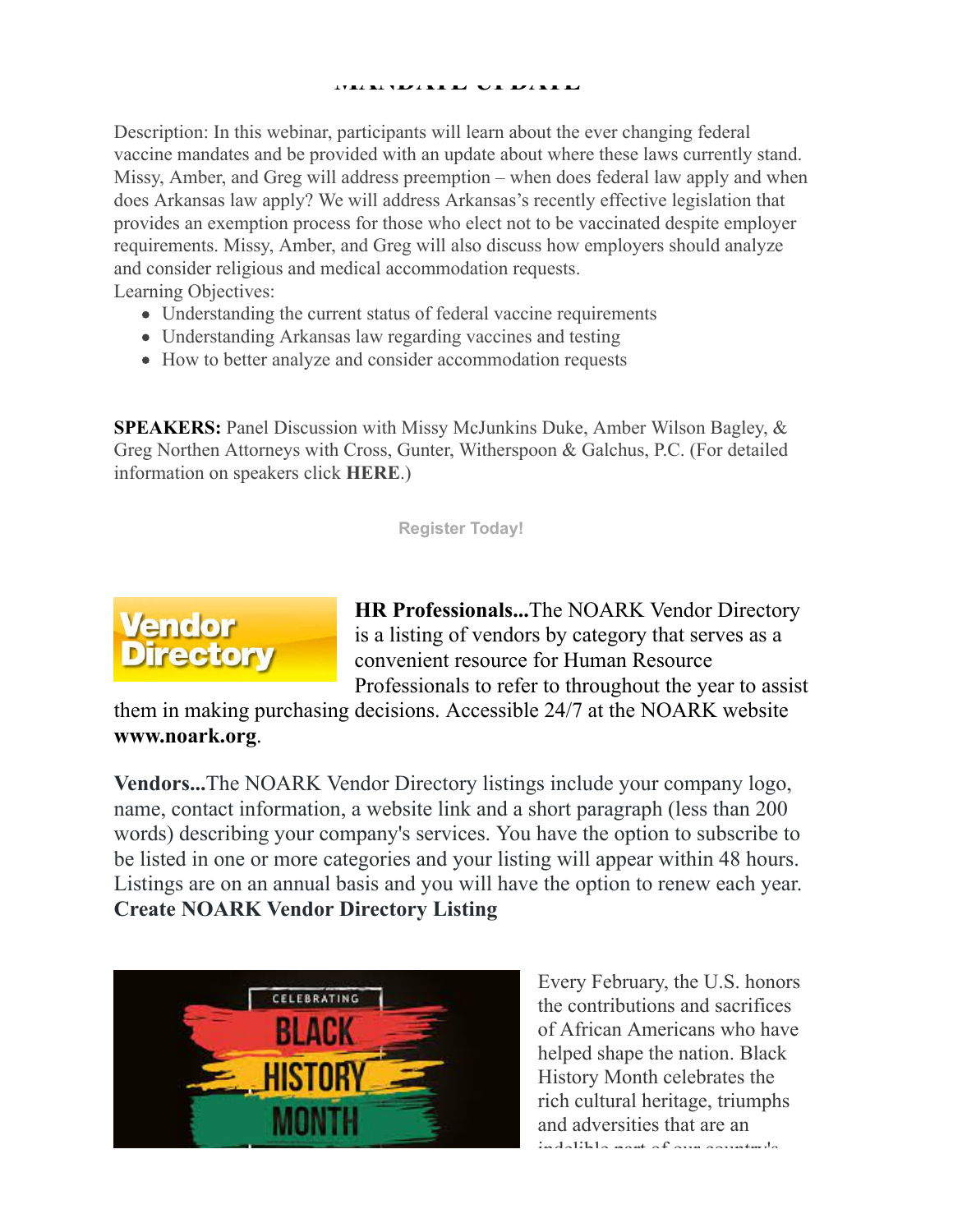Description: In this webinar, participants will learn about the ever changing federal vaccine mandates and be provided with an update about where these laws currently stand. Missy, Amber, and Greg will address preemption – when does federal law apply and when does Arkansas law apply? We will address Arkansas's recently effective legislation that provides an exemption process for those who elect not to be vaccinated despite employer requirements. Missy, Amber, and Greg will also discuss how employers should analyze and consider religious and medical accommodation requests.

Learning Objectives:

- Understanding the current status of federal vaccine requirements
- Understanding Arkansas law regarding vaccines and testing
- How to better analyze and consider accommodation requests

**SPEAKERS:** Panel Discussion with Missy McJunkins Duke, Amber Wilson Bagley, & Greg Northen Attorneys with Cross, Gunter, Witherspoon & Galchus, P.C. (For detailed information on speakers click **HERE**.)

**Register Today!**

**HR Professionals...**The NOARK Vendor Directory is a listing of vendors by category that serves as a convenient resource for Human Resource Professionals to refer to throughout the year to assist them in making purchasing decisions. Accessible 24/7 at the NOARK website **www.noark.org**.

**Vendors...**The NOARK Vendor Directory listings include your company logo, name, contact information, a website link and a short paragraph (less than 200 words) describing your company's services. You have the option to subscribe to be listed in one or more categories and your listing will appear within 48 hours. Listings are on an annual basis and you will have the option to renew each year.
**Create NOARK Vendor Directory Listing**

Every February, the U.S. honors the contributions and sacrifices of African Americans who have helped shape the nation. Black History Month celebrates the rich cultural heritage, triumphs and adversities that are an indelible part of our country's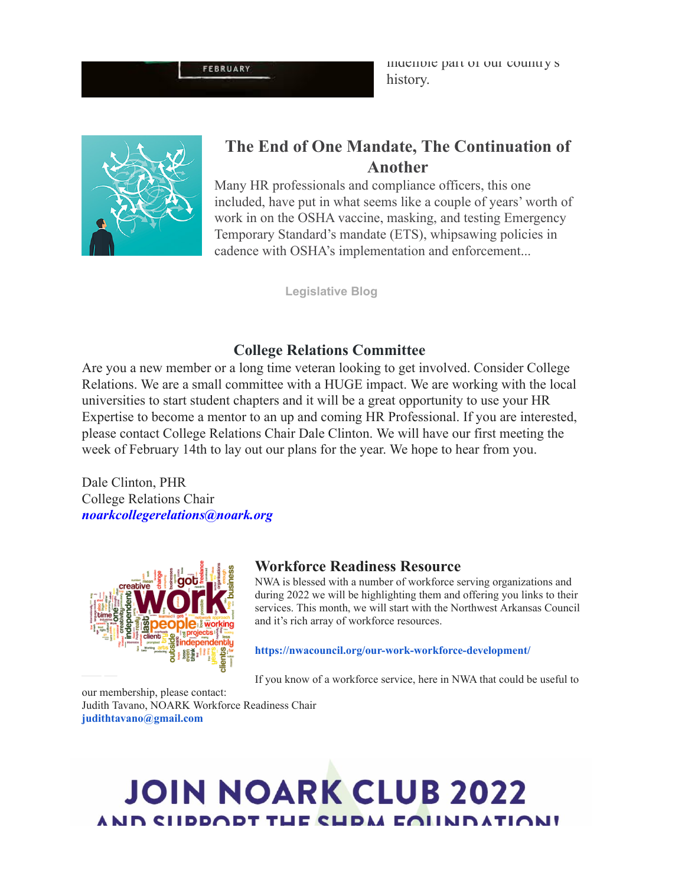indelible part of our country's history.

## The End of One Mandate, The Continuation of Another

Many HR professionals and compliance officers, this one included, have put in what seems like a couple of years' worth of work in on the OSHA vaccine, masking, and testing Emergency Temporary Standard's mandate (ETS), whipsawing policies in cadence with OSHA's implementation and enforcement...

**Legislative Blog**

## College Relations Committee

Are you a new member or a long time veteran looking to get involved. Consider College Relations. We are a small committee with a HUGE impact. We are working with the local universities to start student chapters and it will be a great opportunity to use your HR Expertise to become a mentor to an up and coming HR Professional. If you are interested, please contact College Relations Chair Dale Clinton. We will have our first meeting the week of February 14th to lay out our plans for the year. We hope to hear from you.

Dale Clinton, PHR
College Relations Chair
***noarkcollegerelations@noark.org***

## Workforce Readiness Resource

NWA is blessed with a number of workforce serving organizations and during 2022 we will be highlighting them and offering you links to their services. This month, we will start with the Northwest Arkansas Council and it's rich array of workforce resources.

**https://nwacouncil.org/our-work-workforce-development/**

If you know of a workforce service, here in NWA that could be useful to our membership, please contact:
Judith Tavano, NOARK Workforce Readiness Chair
**judithtavano@gmail.com**

# JOIN NOARK CLUB 2022
# AND SUPPORT THE SHRM FOUNDATION!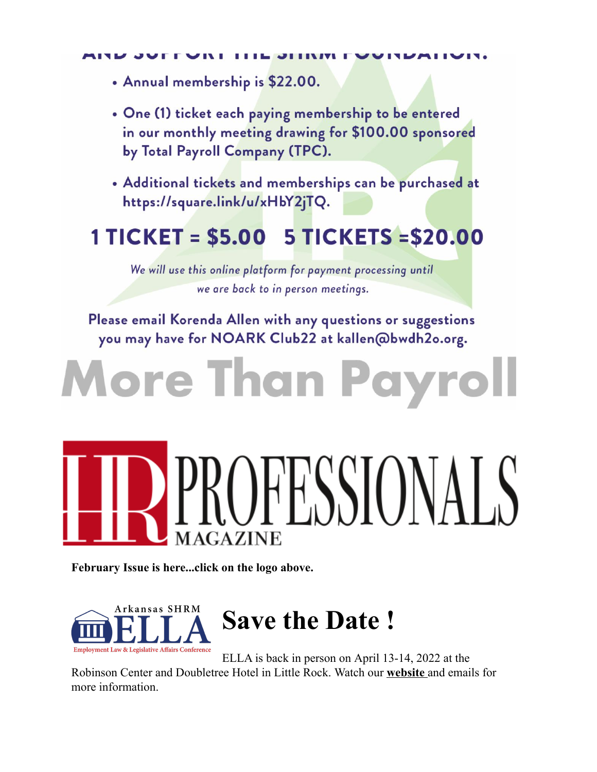AND SUPPORT THE SHRM FOUNDATION.

- Annual membership is $22.00.
- One (1) ticket each paying membership to be entered in our monthly meeting drawing for $100.00 sponsored by Total Payroll Company (TPC).
- Additional tickets and memberships can be purchased at https://square.link/u/xHbY2jTQ.

**1 TICKET = $5.00 5 TICKETS =$20.00**

*We will use this online platform for payment processing until we are back to in person meetings.*

Please email Korenda Allen with any questions or suggestions you may have for NOARK Club22 at kallen@bwdh2o.org.

More Than Payroll

HR PROFESSIONALS MAGAZINE

**February Issue is here...click on the logo above.**

Arkansas SHRM ELLA Employment Law & Legislative Affairs Conference

# Save the Date !

ELLA is back in person on April 13-14, 2022 at the Robinson Center and Doubletree Hotel in Little Rock. Watch our **website** and emails for more information.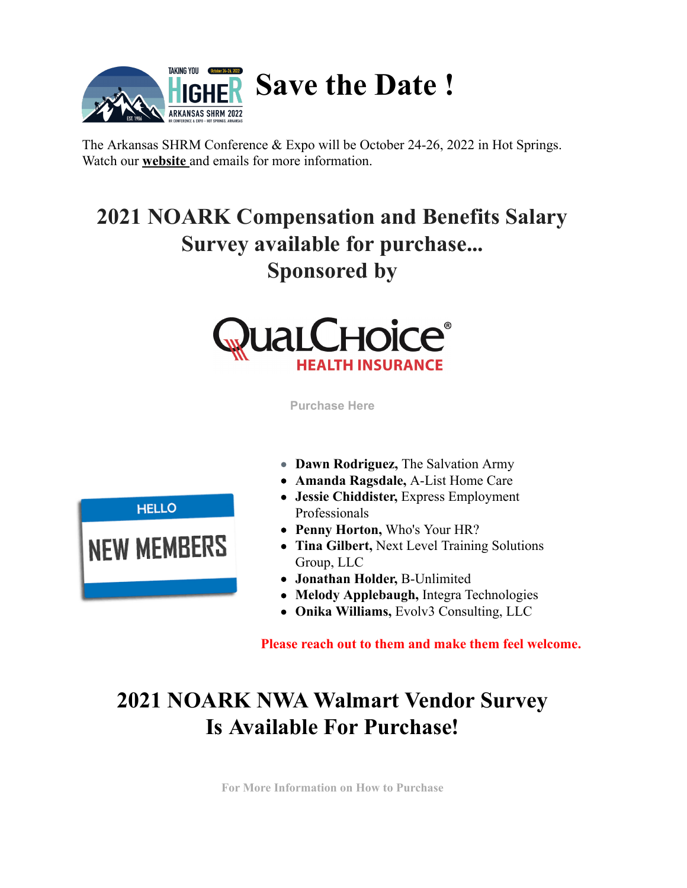# Save the Date !

The Arkansas SHRM Conference & Expo will be October 24-26, 2022 in Hot Springs. Watch our **website** and emails for more information.

## 2021 NOARK Compensation and Benefits Salary Survey available for purchase... Sponsored by

Purchase Here

- **Dawn Rodriguez,** The Salvation Army
- **Amanda Ragsdale,** A-List Home Care
- **Jessie Chiddister,** Express Employment Professionals
- **Penny Horton,** Who's Your HR?
- **Tina Gilbert,** Next Level Training Solutions Group, LLC
- **Jonathan Holder,** B-Unlimited
- **Melody Applebaugh,** Integra Technologies
- **Onika Williams,** Evolv3 Consulting, LLC

**Please reach out to them and make them feel welcome.**

## 2021 NOARK NWA Walmart Vendor Survey Is Available For Purchase!

For More Information on How to Purchase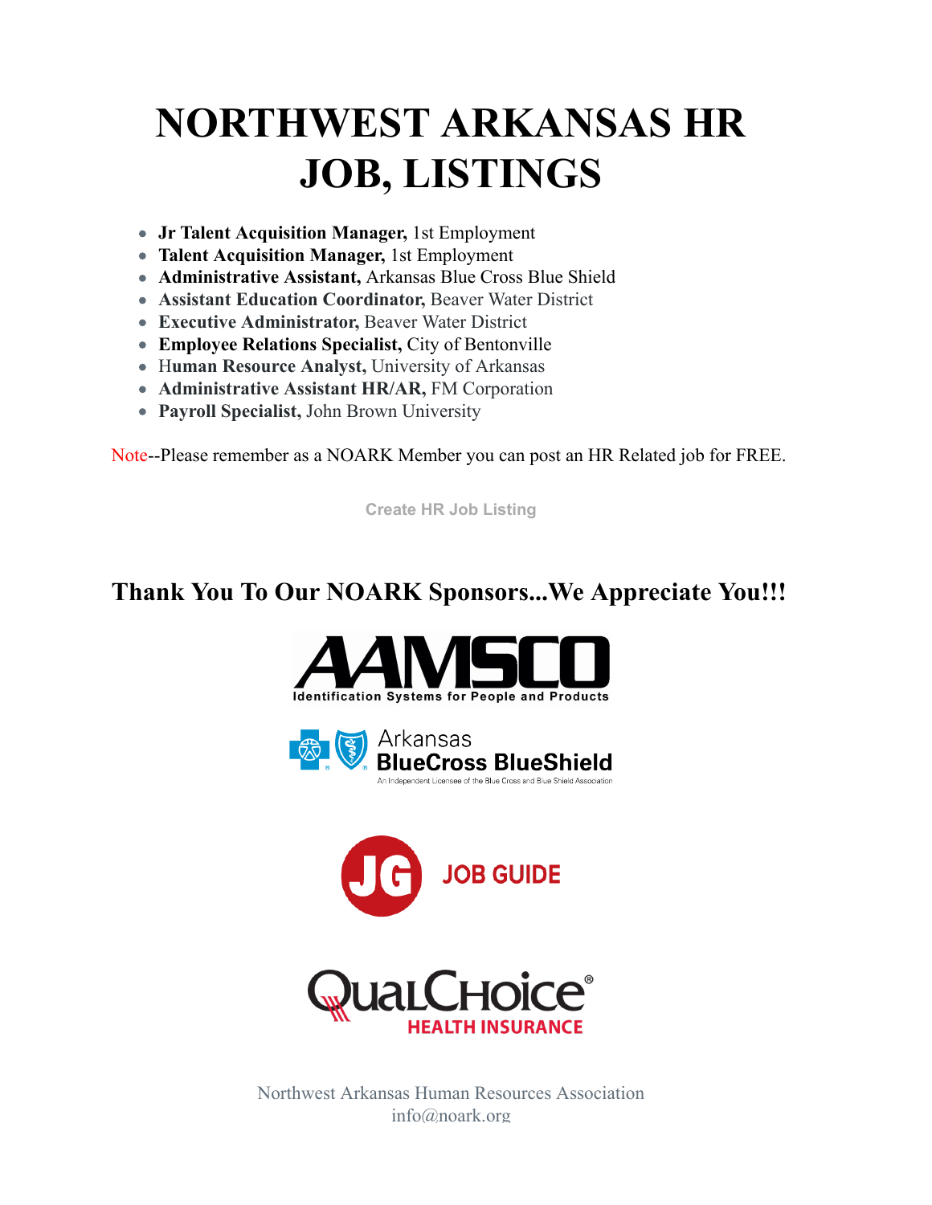# NORTHWEST ARKANSAS HR JOB, LISTINGS

- **Jr Talent Acquisition Manager,** 1st Employment
- **Talent Acquisition Manager,** 1st Employment
- **Administrative Assistant,** Arkansas Blue Cross Blue Shield
- **Assistant Education Coordinator,** Beaver Water District
- **Executive Administrator,** Beaver Water District
- **Employee Relations Specialist,** City of Bentonville
- H**uman Resource Analyst,** University of Arkansas
- **Administrative Assistant HR/AR,** FM Corporation
- **Payroll Specialist,** John Brown University

Note--Please remember as a NOARK Member you can post an HR Related job for FREE.

Create HR Job Listing

## Thank You To Our NOARK Sponsors...We Appreciate You!!!

AAMSCO
Identification Systems for People and Products

Arkansas BlueCross BlueShield
An Independent Licensee of the Blue Cross and Blue Shield Association

JG JOB GUIDE

QualChoice®
HEALTH INSURANCE

Northwest Arkansas Human Resources Association
info@noark.org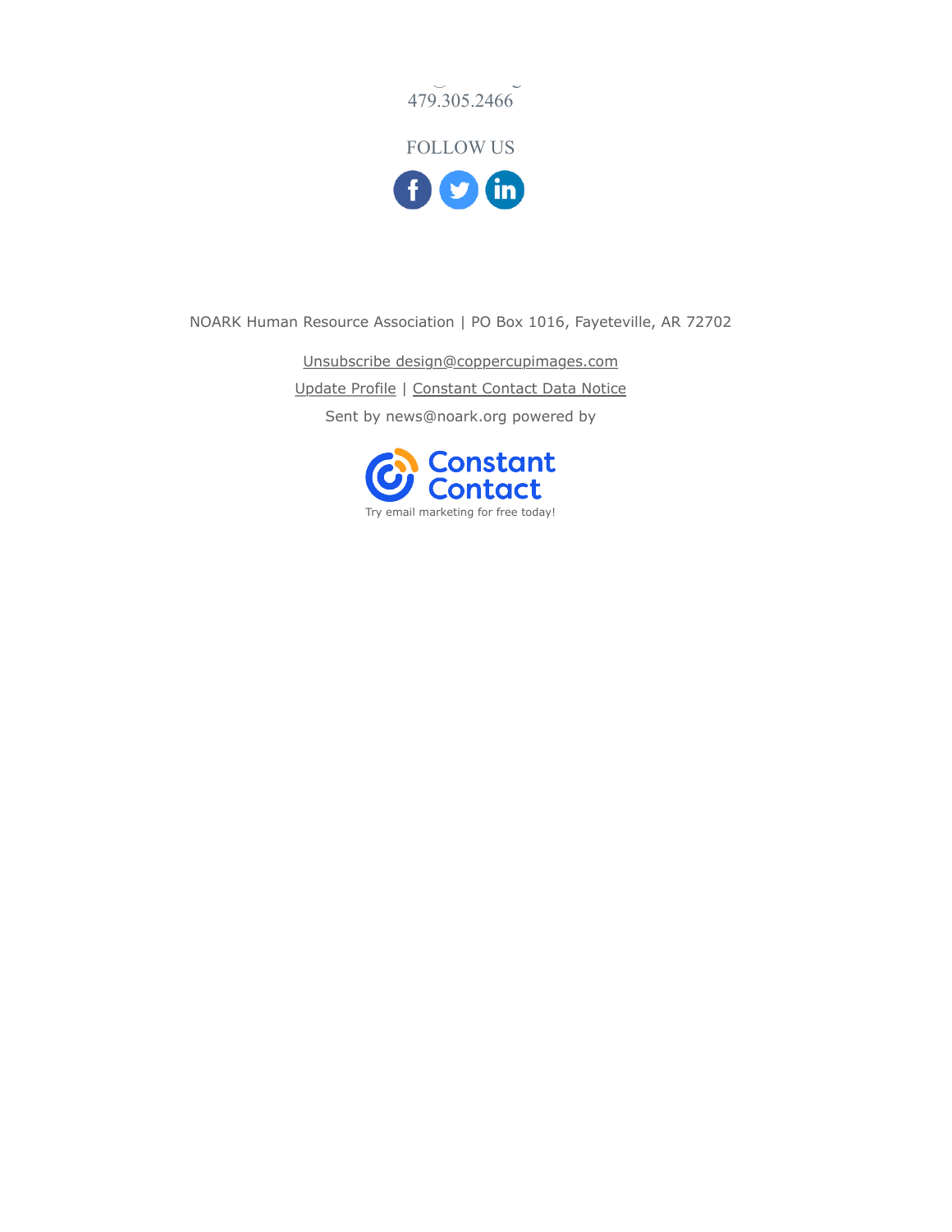479.305.2466

FOLLOW US

NOARK Human Resource Association | PO Box 1016, Fayeteville, AR 72702

Unsubscribe design@coppercupimages.com

Update Profile | Constant Contact Data Notice

Sent by news@noark.org powered by

Try email marketing for free today!